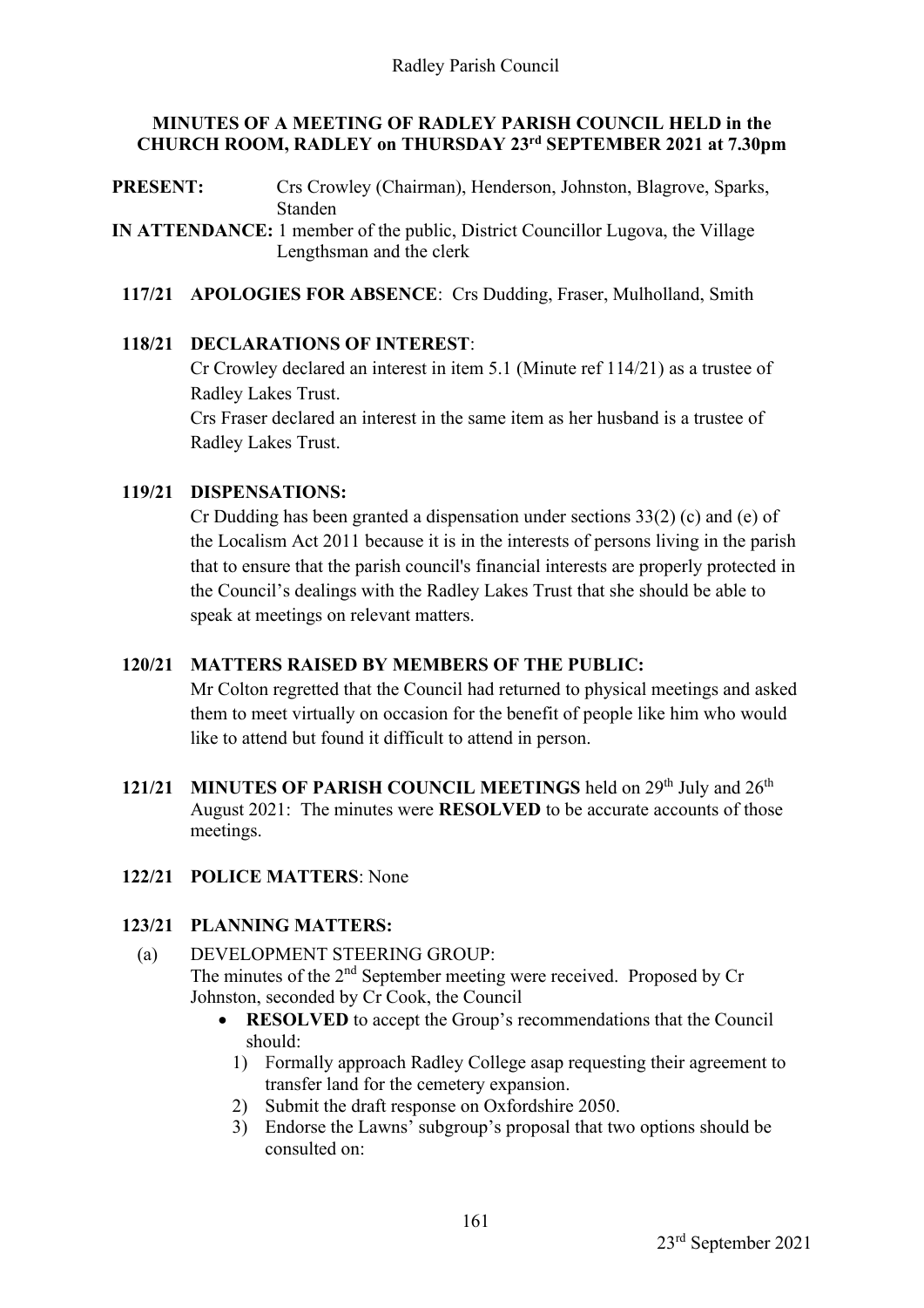## MINUTES OF A MEETING OF RADLEY PARISH COUNCIL HELD in the CHURCH ROOM, RADLEY on THURSDAY 23rd SEPTEMBER 2021 at 7.30pm

**PRESENT:** Crs Crowley (Chairman), Henderson, Johnston, Blagrove, Sparks, Standen

**IN ATTENDANCE:** 1 member of the public, District Councillor Lugova, the Village Lengthsman and the clerk

**117/21 APOLOGIES FOR ABSENCE**: Crs Dudding, Fraser, Mulholland, Smith

**118/21 DECLARATIONS OF INTEREST**:

Cr Crowley declared an interest in item 5.1 (Minute ref 114/21) as a trustee of Radley Lakes Trust.

Crs Fraser declared an interest in the same item as her husband is a trustee of Radley Lakes Trust.

**119/21 DISPENSATIONS:**

Cr Dudding has been granted a dispensation under sections 33(2) (c) and (e) of the Localism Act 2011 because it is in the interests of persons living in the parish that to ensure that the parish council's financial interests are properly protected in the Council's dealings with the Radley Lakes Trust that she should be able to speak at meetings on relevant matters.

**120/21 MATTERS RAISED BY MEMBERS OF THE PUBLIC:**

Mr Colton regretted that the Council had returned to physical meetings and asked them to meet virtually on occasion for the benefit of people like him who would like to attend but found it difficult to attend in person.

**121/21 MINUTES OF PARISH COUNCIL MEETINGS** held on 29th July and 26th August 2021: The minutes were **RESOLVED** to be accurate accounts of those meetings.

**122/21 POLICE MATTERS**: None

**123/21 PLANNING MATTERS:**

(a) DEVELOPMENT STEERING GROUP:
The minutes of the 2nd September meeting were received. Proposed by Cr Johnston, seconded by Cr Cook, the Council

- **RESOLVED** to accept the Group's recommendations that the Council should:
  1) Formally approach Radley College asap requesting their agreement to transfer land for the cemetery expansion.
  2) Submit the draft response on Oxfordshire 2050.
  3) Endorse the Lawns' subgroup's proposal that two options should be consulted on: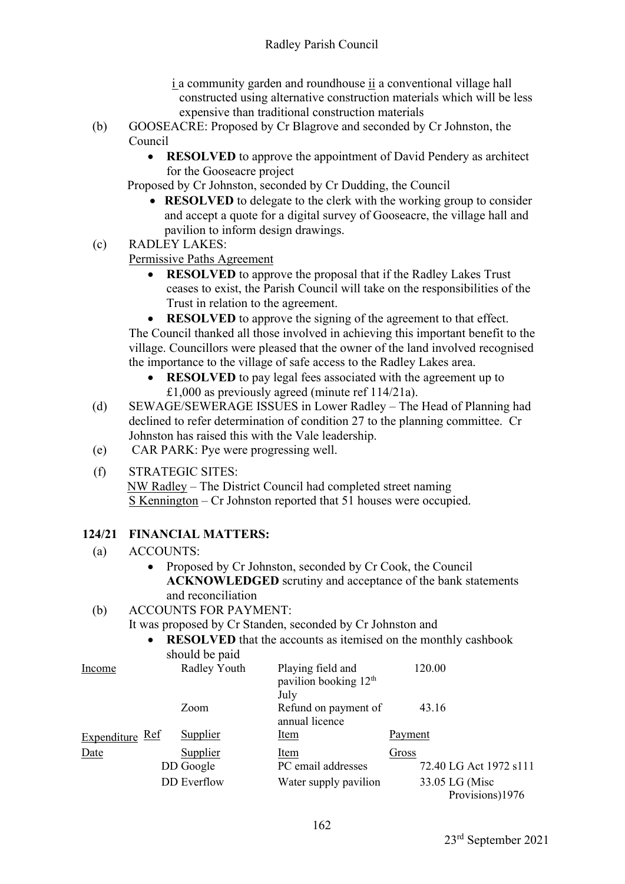i a community garden and roundhouse ii a conventional village hall constructed using alternative construction materials which will be less expensive than traditional construction materials

(b) GOOSEACRE: Proposed by Cr Blagrove and seconded by Cr Johnston, the Council

- **RESOLVED** to approve the appointment of David Pendery as architect for the Gooseacre project

Proposed by Cr Johnston, seconded by Cr Dudding, the Council

- **RESOLVED** to delegate to the clerk with the working group to consider and accept a quote for a digital survey of Gooseacre, the village hall and pavilion to inform design drawings.

(c) RADLEY LAKES:

Permissive Paths Agreement

- **RESOLVED** to approve the proposal that if the Radley Lakes Trust ceases to exist, the Parish Council will take on the responsibilities of the Trust in relation to the agreement.
- **RESOLVED** to approve the signing of the agreement to that effect.

The Council thanked all those involved in achieving this important benefit to the village. Councillors were pleased that the owner of the land involved recognised the importance to the village of safe access to the Radley Lakes area.

- **RESOLVED** to pay legal fees associated with the agreement up to £1,000 as previously agreed (minute ref 114/21a).

(d) SEWAGE/SEWERAGE ISSUES in Lower Radley – The Head of Planning had declined to refer determination of condition 27 to the planning committee. Cr Johnston has raised this with the Vale leadership.

(e) CAR PARK: Pye were progressing well.

(f) STRATEGIC SITES:

NW Radley – The District Council had completed street naming

S Kennington – Cr Johnston reported that 51 houses were occupied.

## 124/21 FINANCIAL MATTERS:

(a) ACCOUNTS:

- Proposed by Cr Johnston, seconded by Cr Cook, the Council **ACKNOWLEDGED** scrutiny and acceptance of the bank statements and reconciliation

(b) ACCOUNTS FOR PAYMENT:

It was proposed by Cr Standen, seconded by Cr Johnston and

- **RESOLVED** that the accounts as itemised on the monthly cashbook should be paid

| Income | | | | |
|---|---|---|---|---|
| | Radley Youth | Playing field and pavilion booking 12th July | 120.00 | |
| | Zoom | Refund on payment of annual licence | 43.16 | |
| Expenditure Ref | Supplier | Item | Payment | |
| Date | Supplier | Item | Gross | |
| | DD Google | PC email addresses | 72.40 | LG Act 1972 s111 |
| | DD Everflow | Water supply pavilion | 33.05 | LG (Misc Provisions)1976 |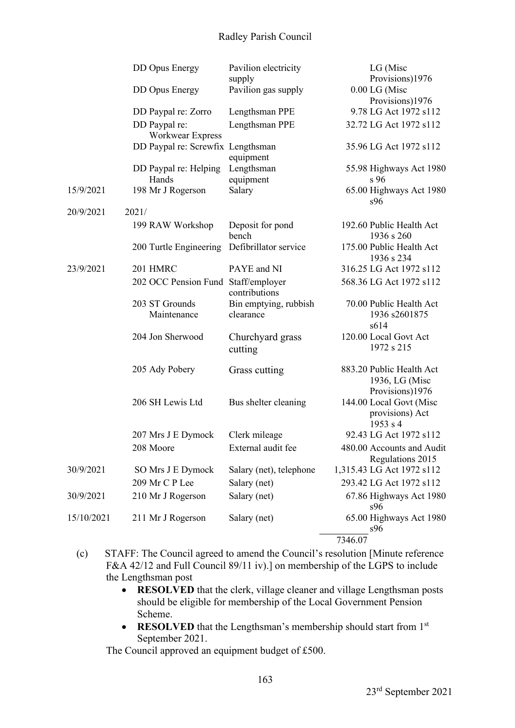| | | | | |
|---|---|---|---|---|
| | DD Opus Energy | Pavilion electricity supply | | LG (Misc Provisions)1976 |
| | DD Opus Energy | Pavilion gas supply | 0.00 | LG (Misc Provisions)1976 |
| | DD Paypal re: Zorro | Lengthsman PPE | 9.78 | LG Act 1972 s112 |
| | DD Paypal re: Workwear Express | Lengthsman PPE | 32.72 | LG Act 1972 s112 |
| | DD Paypal re: Screwfix | Lengthsman equipment | 35.96 | LG Act 1972 s112 |
| | DD Paypal re: Helping Hands | Lengthsman equipment | 55.98 | Highways Act 1980 s 96 |
| 15/9/2021 | 198 Mr J Rogerson | Salary | 65.00 | Highways Act 1980 s96 |
| 20/9/2021 | 2021/ | | | |
| | 199 RAW Workshop | Deposit for pond bench | 192.60 | Public Health Act 1936 s 260 |
| | 200 Turtle Engineering | Defibrillator service | 175.00 | Public Health Act 1936 s 234 |
| 23/9/2021 | 201 HMRC | PAYE and NI | 316.25 | LG Act 1972 s112 |
| | 202 OCC Pension Fund | Staff/employer contributions | 568.36 | LG Act 1972 s112 |
| | 203 ST Grounds Maintenance | Bin emptying, rubbish clearance | 70.00 | Public Health Act 1936 s2601875 s614 |
| | 204 Jon Sherwood | Churchyard grass cutting | 120.00 | Local Govt Act 1972 s 215 |
| | 205 Ady Pobery | Grass cutting | 883.20 | Public Health Act 1936, LG (Misc Provisions)1976 |
| | 206 SH Lewis Ltd | Bus shelter cleaning | 144.00 | Local Govt (Misc provisions) Act 1953 s 4 |
| | 207 Mrs J E Dymock | Clerk mileage | 92.43 | LG Act 1972 s112 |
| | 208 Moore | External audit fee | 480.00 | Accounts and Audit Regulations 2015 |
| 30/9/2021 | SO Mrs J E Dymock | Salary (net), telephone | 1,315.43 | LG Act 1972 s112 |
| | 209 Mr C P Lee | Salary (net) | 293.42 | LG Act 1972 s112 |
| 30/9/2021 | 210 Mr J Rogerson | Salary (net) | 67.86 | Highways Act 1980 s96 |
| 15/10/2021 | 211 Mr J Rogerson | Salary (net) | 65.00 | Highways Act 1980 s96 |
| | | | 7346.07 | |

(c) STAFF: The Council agreed to amend the Council's resolution [Minute reference F&A 42/12 and Full Council 89/11 iv).] on membership of the LGPS to include the Lengthsman post

- **RESOLVED** that the clerk, village cleaner and village Lengthsman posts should be eligible for membership of the Local Government Pension Scheme.
- **RESOLVED** that the Lengthsman's membership should start from 1st September 2021.

The Council approved an equipment budget of £500.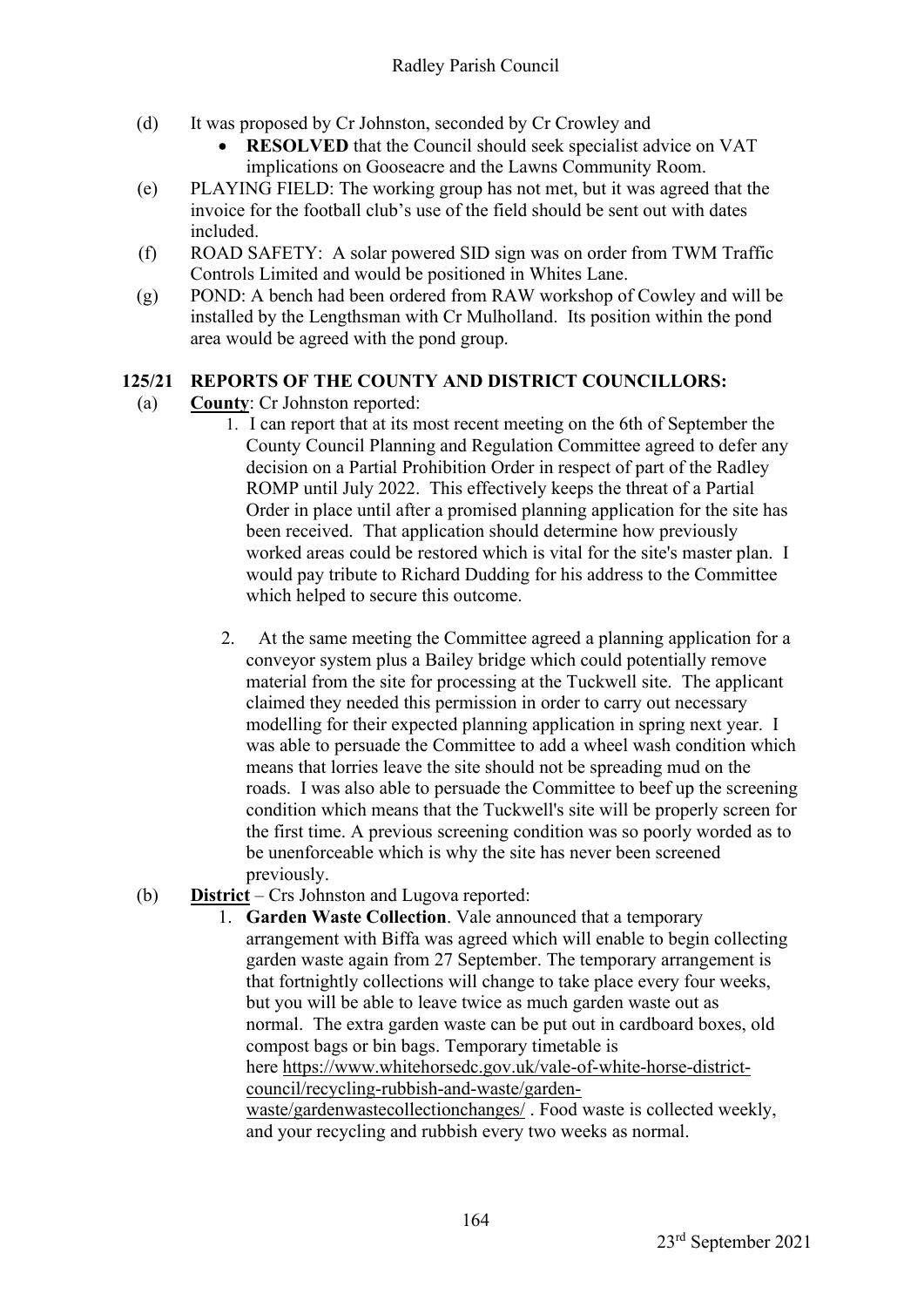(d) It was proposed by Cr Johnston, seconded by Cr Crowley and

- **RESOLVED** that the Council should seek specialist advice on VAT implications on Gooseacre and the Lawns Community Room.

(e) PLAYING FIELD: The working group has not met, but it was agreed that the invoice for the football club's use of the field should be sent out with dates included.

(f) ROAD SAFETY: A solar powered SID sign was on order from TWM Traffic Controls Limited and would be positioned in Whites Lane.

(g) POND: A bench had been ordered from RAW workshop of Cowley and will be installed by the Lengthsman with Cr Mulholland. Its position within the pond area would be agreed with the pond group.

**125/21 REPORTS OF THE COUNTY AND DISTRICT COUNCILLORS:**

(a) **County**: Cr Johnston reported:

1. I can report that at its most recent meeting on the 6th of September the County Council Planning and Regulation Committee agreed to defer any decision on a Partial Prohibition Order in respect of part of the Radley ROMP until July 2022. This effectively keeps the threat of a Partial Order in place until after a promised planning application for the site has been received. That application should determine how previously worked areas could be restored which is vital for the site's master plan. I would pay tribute to Richard Dudding for his address to the Committee which helped to secure this outcome.

2. At the same meeting the Committee agreed a planning application for a conveyor system plus a Bailey bridge which could potentially remove material from the site for processing at the Tuckwell site. The applicant claimed they needed this permission in order to carry out necessary modelling for their expected planning application in spring next year. I was able to persuade the Committee to add a wheel wash condition which means that lorries leave the site should not be spreading mud on the roads. I was also able to persuade the Committee to beef up the screening condition which means that the Tuckwell's site will be properly screen for the first time. A previous screening condition was so poorly worded as to be unenforceable which is why the site has never been screened previously.

(b) **District** – Crs Johnston and Lugova reported:

1. **Garden Waste Collection**. Vale announced that a temporary arrangement with Biffa was agreed which will enable to begin collecting garden waste again from 27 September. The temporary arrangement is that fortnightly collections will change to take place every four weeks, but you will be able to leave twice as much garden waste out as normal. The extra garden waste can be put out in cardboard boxes, old compost bags or bin bags. Temporary timetable is here https://www.whitehorsedc.gov.uk/vale-of-white-horse-district-council/recycling-rubbish-and-waste/garden-waste/gardenwastecollectionchanges/ . Food waste is collected weekly, and your recycling and rubbish every two weeks as normal.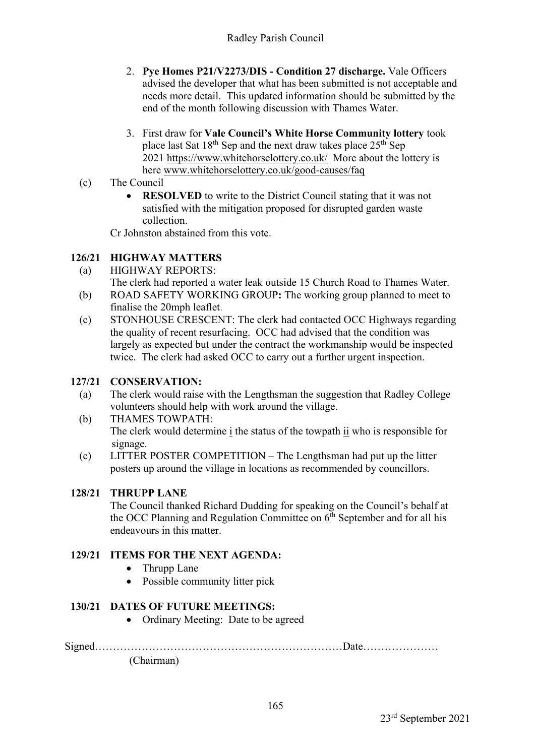2. **Pye Homes P21/V2273/DIS - Condition 27 discharge.** Vale Officers advised the developer that what has been submitted is not acceptable and needs more detail. This updated information should be submitted by the end of the month following discussion with Thames Water.

3. First draw for **Vale Council's White Horse Community lottery** took place last Sat 18th Sep and the next draw takes place 25th Sep 2021 https://www.whitehorselottery.co.uk/ More about the lottery is here www.whitehorselottery.co.uk/good-causes/faq

(c) The Council

- **RESOLVED** to write to the District Council stating that it was not satisfied with the mitigation proposed for disrupted garden waste collection.

Cr Johnston abstained from this vote.

## 126/21 HIGHWAY MATTERS

(a) HIGHWAY REPORTS:
The clerk had reported a water leak outside 15 Church Road to Thames Water.

(b) ROAD SAFETY WORKING GROUP**:** The working group planned to meet to finalise the 20mph leaflet.

(c) STONHOUSE CRESCENT: The clerk had contacted OCC Highways regarding the quality of recent resurfacing. OCC had advised that the condition was largely as expected but under the contract the workmanship would be inspected twice. The clerk had asked OCC to carry out a further urgent inspection.

## 127/21 CONSERVATION:

(a) The clerk would raise with the Lengthsman the suggestion that Radley College volunteers should help with work around the village.

(b) THAMES TOWPATH:
The clerk would determine i the status of the towpath ii who is responsible for signage.

(c) LITTER POSTER COMPETITION – The Lengthsman had put up the litter posters up around the village in locations as recommended by councillors.

## 128/21 THRUPP LANE

The Council thanked Richard Dudding for speaking on the Council's behalf at the OCC Planning and Regulation Committee on 6th September and for all his endeavours in this matter.

## 129/21 ITEMS FOR THE NEXT AGENDA:

- Thrupp Lane
- Possible community litter pick

## 130/21 DATES OF FUTURE MEETINGS:

- Ordinary Meeting: Date to be agreed

Signed……………………………………………………………Date…………………
(Chairman)

23rd September 2021